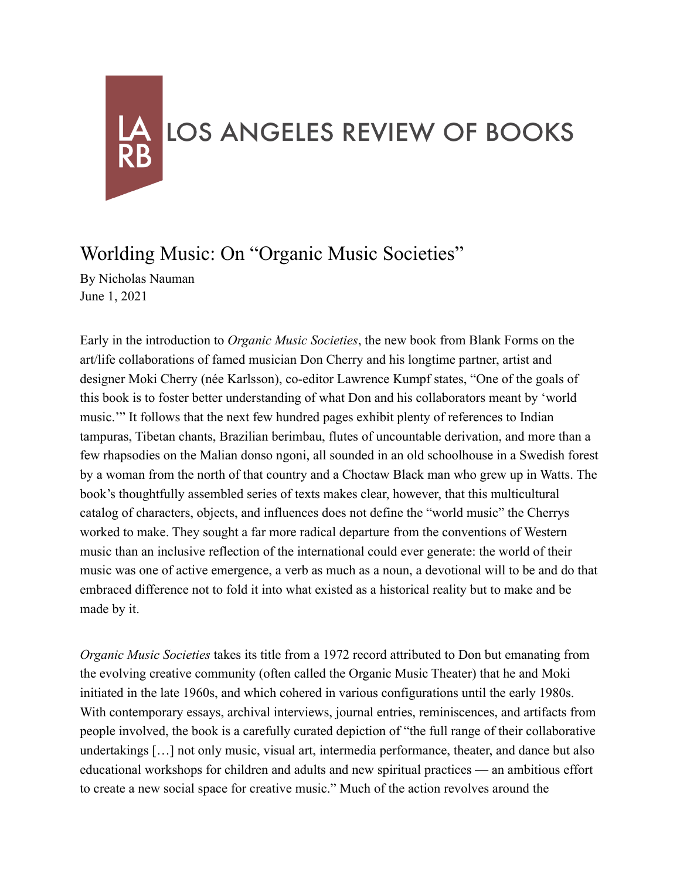LOS ANGELES REVIEW OF BOOKS

# Worlding Music: On "Organic Music Societies"

By Nicholas Nauman
June 1, 2021

Early in the introduction to *Organic Music Societies*, the new book from Blank Forms on the art/life collaborations of famed musician Don Cherry and his longtime partner, artist and designer Moki Cherry (née Karlsson), co-editor Lawrence Kumpf states, "One of the goals of this book is to foster better understanding of what Don and his collaborators meant by 'world music.'" It follows that the next few hundred pages exhibit plenty of references to Indian tampuras, Tibetan chants, Brazilian berimbau, flutes of uncountable derivation, and more than a few rhapsodies on the Malian donso ngoni, all sounded in an old schoolhouse in a Swedish forest by a woman from the north of that country and a Choctaw Black man who grew up in Watts. The book's thoughtfully assembled series of texts makes clear, however, that this multicultural catalog of characters, objects, and influences does not define the "world music" the Cherrys worked to make. They sought a far more radical departure from the conventions of Western music than an inclusive reflection of the international could ever generate: the world of their music was one of active emergence, a verb as much as a noun, a devotional will to be and do that embraced difference not to fold it into what existed as a historical reality but to make and be made by it.

*Organic Music Societies* takes its title from a 1972 record attributed to Don but emanating from the evolving creative community (often called the Organic Music Theater) that he and Moki initiated in the late 1960s, and which cohered in various configurations until the early 1980s. With contemporary essays, archival interviews, journal entries, reminiscences, and artifacts from people involved, the book is a carefully curated depiction of "the full range of their collaborative undertakings […] not only music, visual art, intermedia performance, theater, and dance but also educational workshops for children and adults and new spiritual practices — an ambitious effort to create a new social space for creative music." Much of the action revolves around the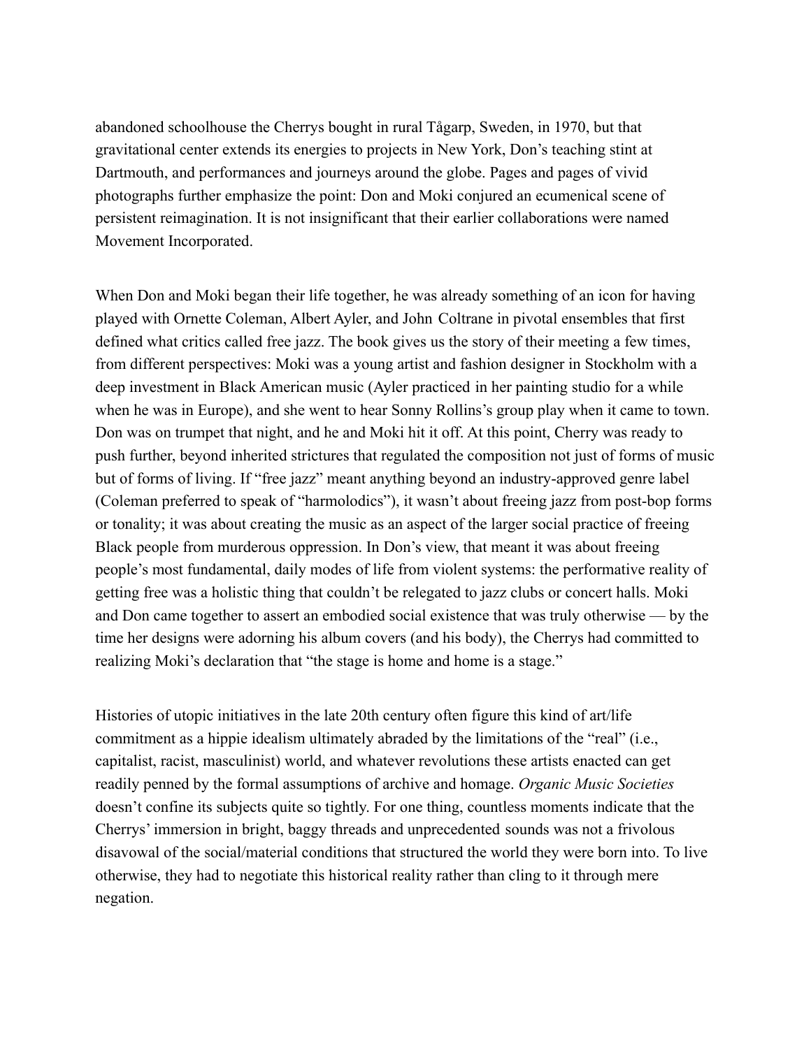abandoned schoolhouse the Cherrys bought in rural Tågarp, Sweden, in 1970, but that gravitational center extends its energies to projects in New York, Don's teaching stint at Dartmouth, and performances and journeys around the globe. Pages and pages of vivid photographs further emphasize the point: Don and Moki conjured an ecumenical scene of persistent reimagination. It is not insignificant that their earlier collaborations were named Movement Incorporated.

When Don and Moki began their life together, he was already something of an icon for having played with Ornette Coleman, Albert Ayler, and John Coltrane in pivotal ensembles that first defined what critics called free jazz. The book gives us the story of their meeting a few times, from different perspectives: Moki was a young artist and fashion designer in Stockholm with a deep investment in Black American music (Ayler practiced in her painting studio for a while when he was in Europe), and she went to hear Sonny Rollins's group play when it came to town. Don was on trumpet that night, and he and Moki hit it off. At this point, Cherry was ready to push further, beyond inherited strictures that regulated the composition not just of forms of music but of forms of living. If "free jazz" meant anything beyond an industry-approved genre label (Coleman preferred to speak of "harmolodics"), it wasn't about freeing jazz from post-bop forms or tonality; it was about creating the music as an aspect of the larger social practice of freeing Black people from murderous oppression. In Don's view, that meant it was about freeing people's most fundamental, daily modes of life from violent systems: the performative reality of getting free was a holistic thing that couldn't be relegated to jazz clubs or concert halls. Moki and Don came together to assert an embodied social existence that was truly otherwise — by the time her designs were adorning his album covers (and his body), the Cherrys had committed to realizing Moki's declaration that "the stage is home and home is a stage."

Histories of utopic initiatives in the late 20th century often figure this kind of art/life commitment as a hippie idealism ultimately abraded by the limitations of the "real" (i.e., capitalist, racist, masculinist) world, and whatever revolutions these artists enacted can get readily penned by the formal assumptions of archive and homage. *Organic Music Societies* doesn't confine its subjects quite so tightly. For one thing, countless moments indicate that the Cherrys' immersion in bright, baggy threads and unprecedented sounds was not a frivolous disavowal of the social/material conditions that structured the world they were born into. To live otherwise, they had to negotiate this historical reality rather than cling to it through mere negation.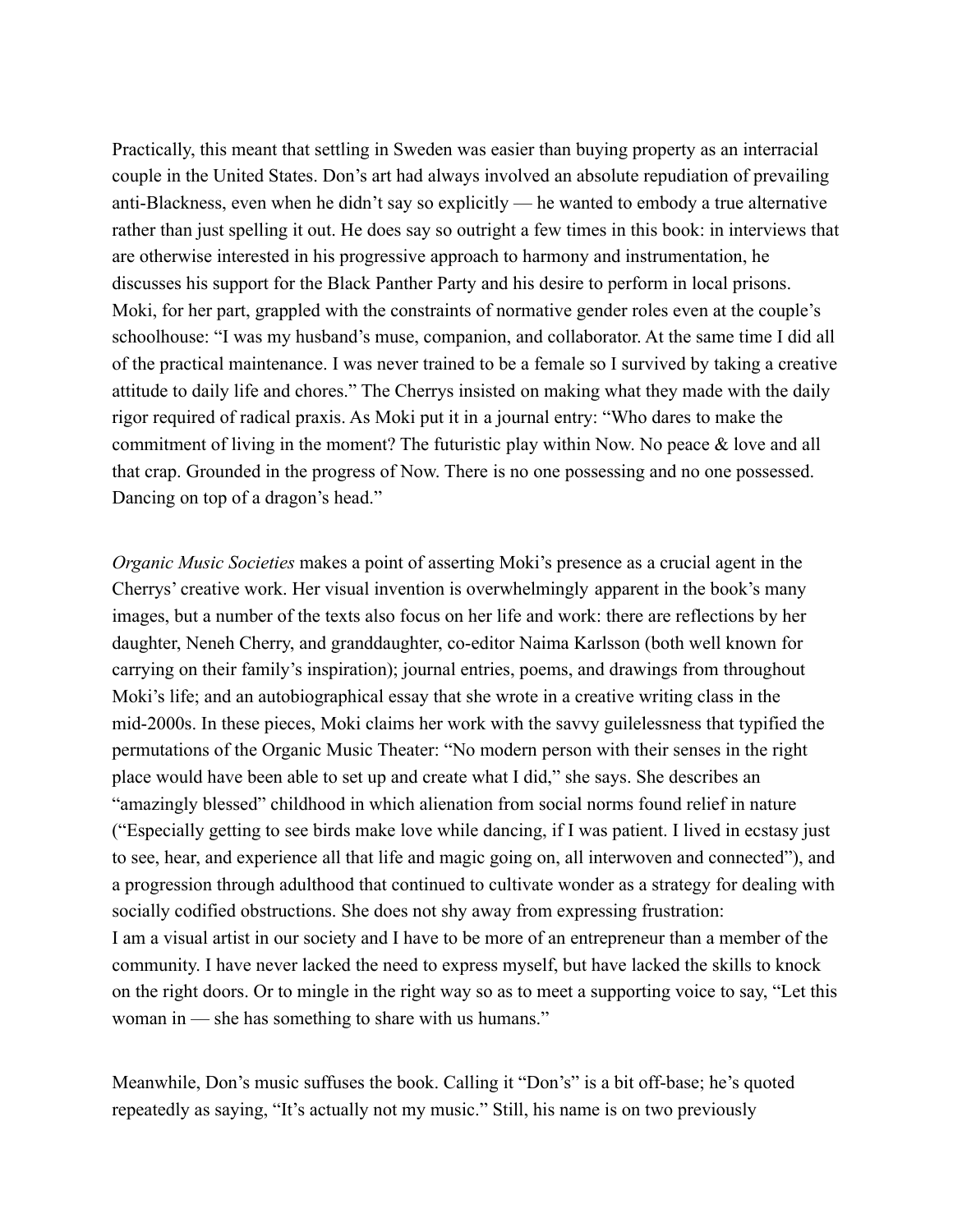Practically, this meant that settling in Sweden was easier than buying property as an interracial couple in the United States. Don's art had always involved an absolute repudiation of prevailing anti-Blackness, even when he didn't say so explicitly — he wanted to embody a true alternative rather than just spelling it out. He does say so outright a few times in this book: in interviews that are otherwise interested in his progressive approach to harmony and instrumentation, he discusses his support for the Black Panther Party and his desire to perform in local prisons. Moki, for her part, grappled with the constraints of normative gender roles even at the couple's schoolhouse: "I was my husband's muse, companion, and collaborator. At the same time I did all of the practical maintenance. I was never trained to be a female so I survived by taking a creative attitude to daily life and chores." The Cherrys insisted on making what they made with the daily rigor required of radical praxis. As Moki put it in a journal entry: "Who dares to make the commitment of living in the moment? The futuristic play within Now. No peace & love and all that crap. Grounded in the progress of Now. There is no one possessing and no one possessed. Dancing on top of a dragon's head."

*Organic Music Societies* makes a point of asserting Moki's presence as a crucial agent in the Cherrys' creative work. Her visual invention is overwhelmingly apparent in the book's many images, but a number of the texts also focus on her life and work: there are reflections by her daughter, Neneh Cherry, and granddaughter, co-editor Naima Karlsson (both well known for carrying on their family's inspiration); journal entries, poems, and drawings from throughout Moki's life; and an autobiographical essay that she wrote in a creative writing class in the mid-2000s. In these pieces, Moki claims her work with the savvy guilelessness that typified the permutations of the Organic Music Theater: "No modern person with their senses in the right place would have been able to set up and create what I did," she says. She describes an "amazingly blessed" childhood in which alienation from social norms found relief in nature ("Especially getting to see birds make love while dancing, if I was patient. I lived in ecstasy just to see, hear, and experience all that life and magic going on, all interwoven and connected"), and a progression through adulthood that continued to cultivate wonder as a strategy for dealing with socially codified obstructions. She does not shy away from expressing frustration:

> I am a visual artist in our society and I have to be more of an entrepreneur than a member of the community. I have never lacked the need to express myself, but have lacked the skills to knock on the right doors. Or to mingle in the right way so as to meet a supporting voice to say, "Let this woman in — she has something to share with us humans."

Meanwhile, Don's music suffuses the book. Calling it "Don's" is a bit off-base; he's quoted repeatedly as saying, "It's actually not my music." Still, his name is on two previously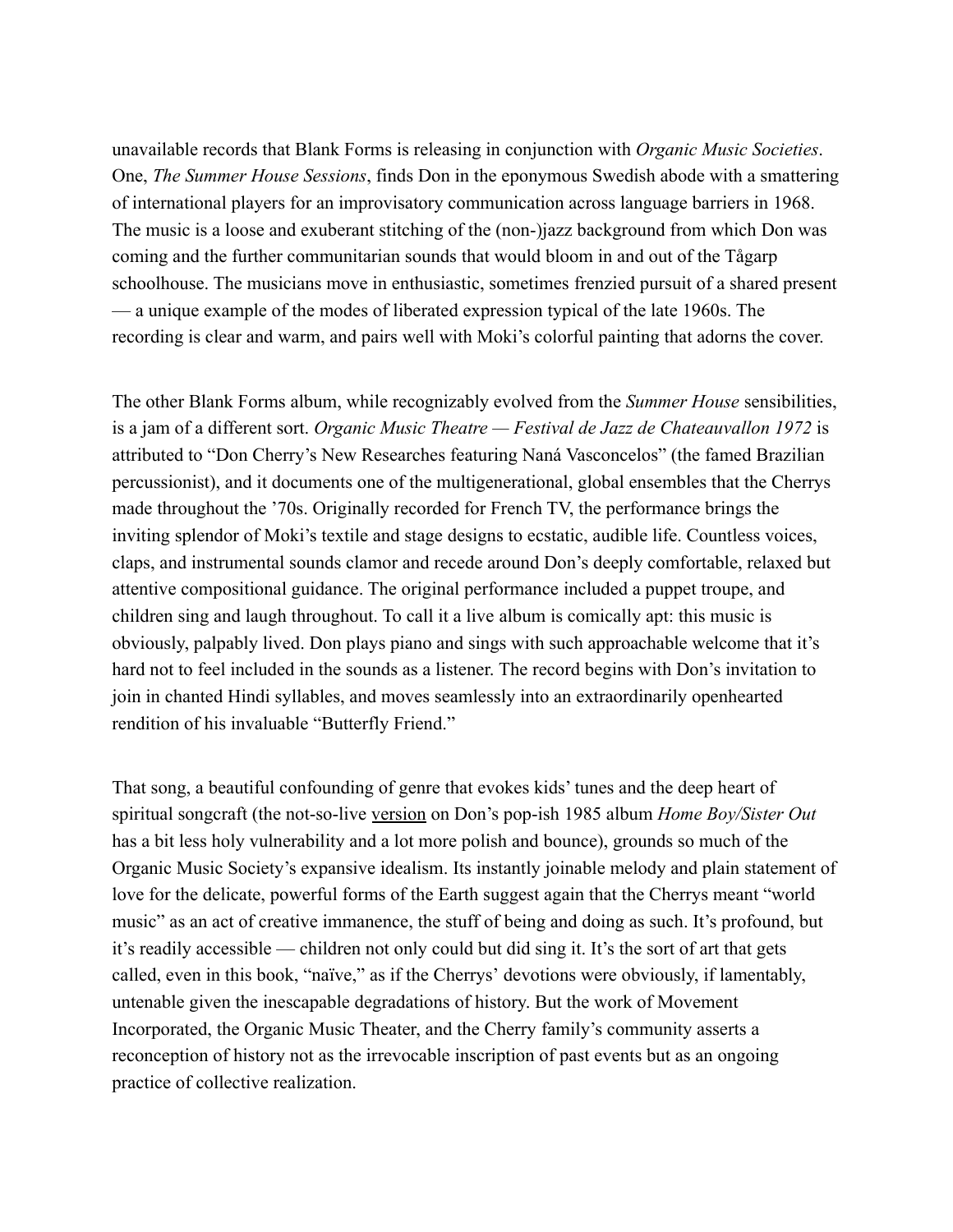unavailable records that Blank Forms is releasing in conjunction with *Organic Music Societies*. One, *The Summer House Sessions*, finds Don in the eponymous Swedish abode with a smattering of international players for an improvisatory communication across language barriers in 1968. The music is a loose and exuberant stitching of the (non-)jazz background from which Don was coming and the further communitarian sounds that would bloom in and out of the Tågarp schoolhouse. The musicians move in enthusiastic, sometimes frenzied pursuit of a shared present — a unique example of the modes of liberated expression typical of the late 1960s. The recording is clear and warm, and pairs well with Moki's colorful painting that adorns the cover.

The other Blank Forms album, while recognizably evolved from the *Summer House* sensibilities, is a jam of a different sort. *Organic Music Theatre — Festival de Jazz de Chateauvallon 1972* is attributed to "Don Cherry's New Researches featuring Naná Vasconcelos" (the famed Brazilian percussionist), and it documents one of the multigenerational, global ensembles that the Cherrys made throughout the '70s. Originally recorded for French TV, the performance brings the inviting splendor of Moki's textile and stage designs to ecstatic, audible life. Countless voices, claps, and instrumental sounds clamor and recede around Don's deeply comfortable, relaxed but attentive compositional guidance. The original performance included a puppet troupe, and children sing and laugh throughout. To call it a live album is comically apt: this music is obviously, palpably lived. Don plays piano and sings with such approachable welcome that it's hard not to feel included in the sounds as a listener. The record begins with Don's invitation to join in chanted Hindi syllables, and moves seamlessly into an extraordinarily openhearted rendition of his invaluable "Butterfly Friend."

That song, a beautiful confounding of genre that evokes kids' tunes and the deep heart of spiritual songcraft (the not-so-live version on Don's pop-ish 1985 album *Home Boy/Sister Out* has a bit less holy vulnerability and a lot more polish and bounce), grounds so much of the Organic Music Society's expansive idealism. Its instantly joinable melody and plain statement of love for the delicate, powerful forms of the Earth suggest again that the Cherrys meant "world music" as an act of creative immanence, the stuff of being and doing as such. It's profound, but it's readily accessible — children not only could but did sing it. It's the sort of art that gets called, even in this book, "naïve," as if the Cherrys' devotions were obviously, if lamentably, untenable given the inescapable degradations of history. But the work of Movement Incorporated, the Organic Music Theater, and the Cherry family's community asserts a reconception of history not as the irrevocable inscription of past events but as an ongoing practice of collective realization.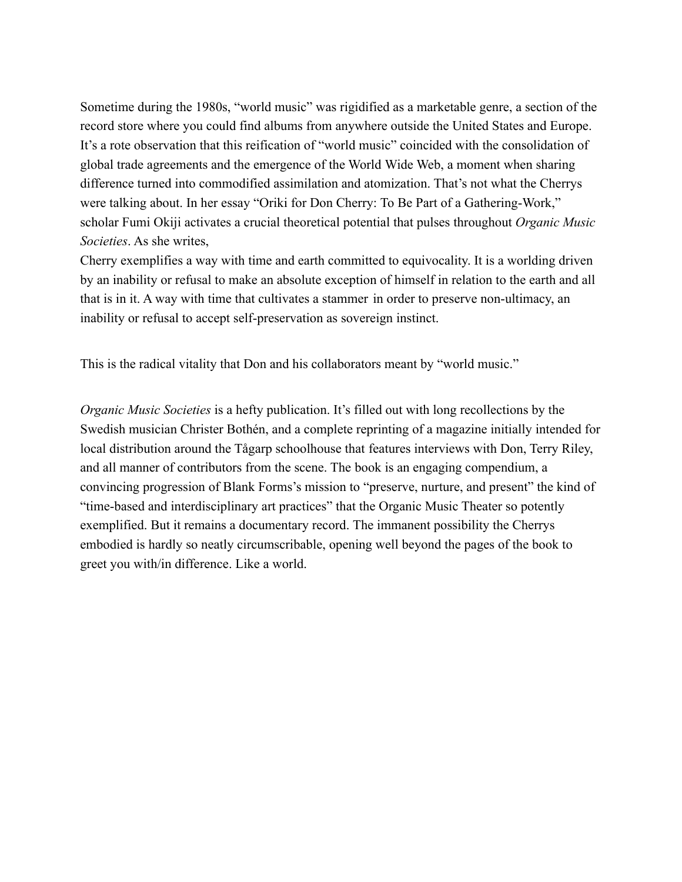Sometime during the 1980s, "world music" was rigidified as a marketable genre, a section of the record store where you could find albums from anywhere outside the United States and Europe. It's a rote observation that this reification of "world music" coincided with the consolidation of global trade agreements and the emergence of the World Wide Web, a moment when sharing difference turned into commodified assimilation and atomization. That's not what the Cherrys were talking about. In her essay "Oriki for Don Cherry: To Be Part of a Gathering-Work," scholar Fumi Okiji activates a crucial theoretical potential that pulses throughout *Organic Music Societies*. As she writes,

Cherry exemplifies a way with time and earth committed to equivocality. It is a worlding driven by an inability or refusal to make an absolute exception of himself in relation to the earth and all that is in it. A way with time that cultivates a stammer in order to preserve non-ultimacy, an inability or refusal to accept self-preservation as sovereign instinct.

This is the radical vitality that Don and his collaborators meant by "world music."

*Organic Music Societies* is a hefty publication. It's filled out with long recollections by the Swedish musician Christer Bothén, and a complete reprinting of a magazine initially intended for local distribution around the Tågarp schoolhouse that features interviews with Don, Terry Riley, and all manner of contributors from the scene. The book is an engaging compendium, a convincing progression of Blank Forms's mission to "preserve, nurture, and present" the kind of "time-based and interdisciplinary art practices" that the Organic Music Theater so potently exemplified. But it remains a documentary record. The immanent possibility the Cherrys embodied is hardly so neatly circumscribable, opening well beyond the pages of the book to greet you with/in difference. Like a world.